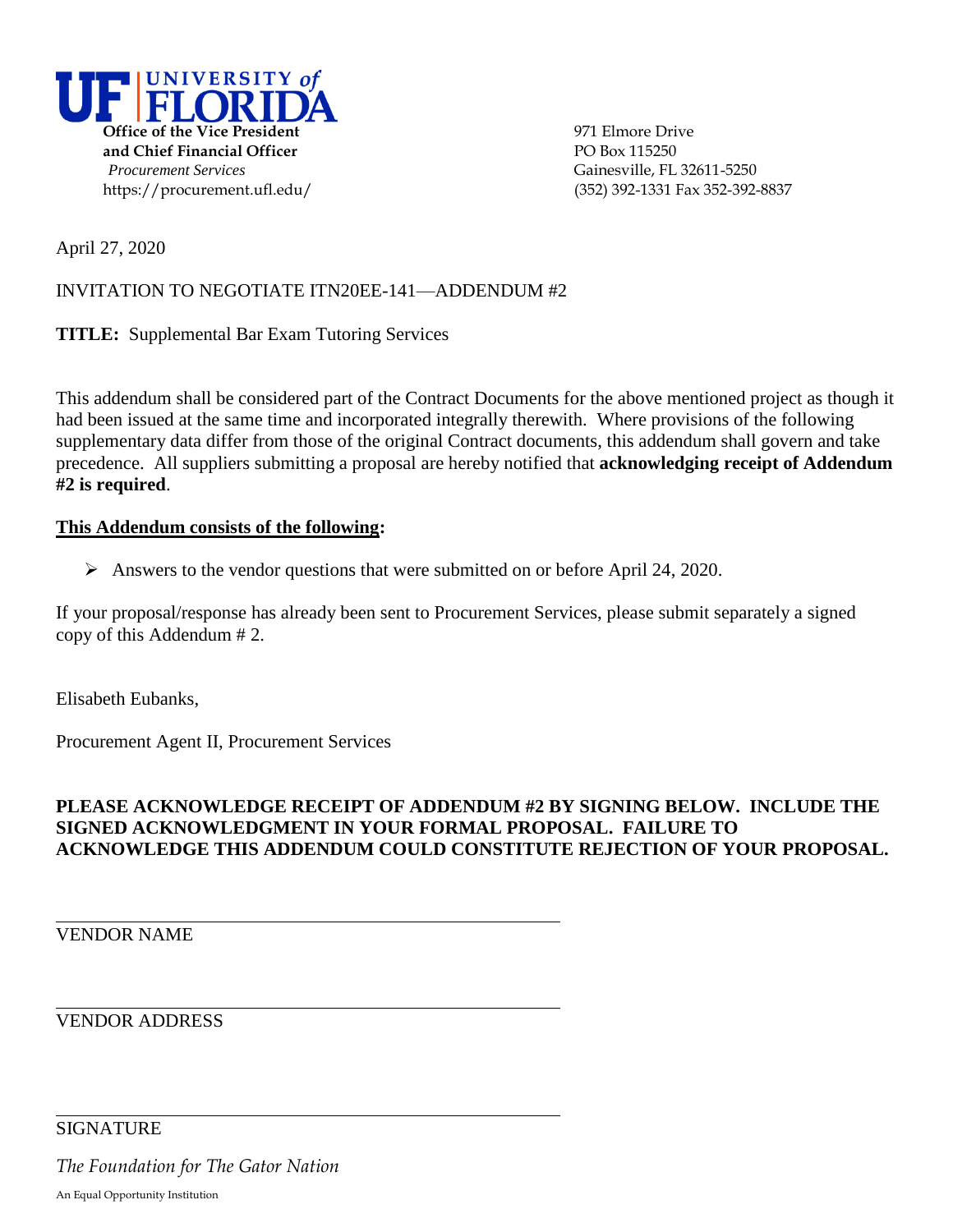UF | UNIVERSITY *of* FLORIDA

**Office of the Vice President and Chief Financial Officer**
*Procurement Services*
https://procurement.ufl.edu/

971 Elmore Drive
PO Box 115250
Gainesville, FL 32611-5250
(352) 392-1331 Fax 352-392-8837

April 27, 2020

INVITATION TO NEGOTIATE ITN20EE-141—ADDENDUM #2

**TITLE:** Supplemental Bar Exam Tutoring Services

This addendum shall be considered part of the Contract Documents for the above mentioned project as though it had been issued at the same time and incorporated integrally therewith. Where provisions of the following supplementary data differ from those of the original Contract documents, this addendum shall govern and take precedence. All suppliers submitting a proposal are hereby notified that **acknowledging receipt of Addendum #2 is required**.

**<u>This Addendum consists of the following</u>:**

- Answers to the vendor questions that were submitted on or before April 24, 2020.

If your proposal/response has already been sent to Procurement Services, please submit separately a signed copy of this Addendum # 2.

Elisabeth Eubanks,

Procurement Agent II, Procurement Services

**PLEASE ACKNOWLEDGE RECEIPT OF ADDENDUM #2 BY SIGNING BELOW. INCLUDE THE SIGNED ACKNOWLEDGMENT IN YOUR FORMAL PROPOSAL. FAILURE TO ACKNOWLEDGE THIS ADDENDUM COULD CONSTITUTE REJECTION OF YOUR PROPOSAL.**

\_\_\_\_\_\_\_\_\_\_\_\_\_\_\_\_\_\_\_\_\_\_\_\_\_\_\_\_\_\_\_\_\_\_\_\_\_\_\_\_\_\_\_\_
VENDOR NAME

\_\_\_\_\_\_\_\_\_\_\_\_\_\_\_\_\_\_\_\_\_\_\_\_\_\_\_\_\_\_\_\_\_\_\_\_\_\_\_\_\_\_\_\_
VENDOR ADDRESS

\_\_\_\_\_\_\_\_\_\_\_\_\_\_\_\_\_\_\_\_\_\_\_\_\_\_\_\_\_\_\_\_\_\_\_\_\_\_\_\_\_\_\_\_
SIGNATURE

*The Foundation for The Gator Nation*

An Equal Opportunity Institution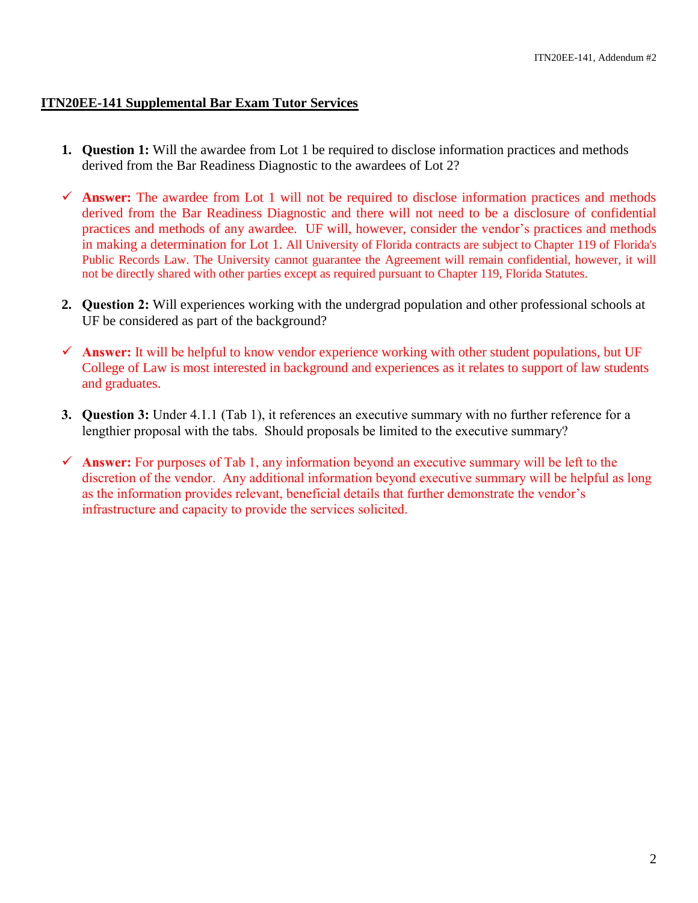## ITN20EE-141 Supplemental Bar Exam Tutor Services

1. **Question 1:** Will the awardee from Lot 1 be required to disclose information practices and methods derived from the Bar Readiness Diagnostic to the awardees of Lot 2?

- ✓ **Answer:** The awardee from Lot 1 will not be required to disclose information practices and methods derived from the Bar Readiness Diagnostic and there will not need to be a disclosure of confidential practices and methods of any awardee. UF will, however, consider the vendor's practices and methods in making a determination for Lot 1. All University of Florida contracts are subject to Chapter 119 of Florida's Public Records Law. The University cannot guarantee the Agreement will remain confidential, however, it will not be directly shared with other parties except as required pursuant to Chapter 119, Florida Statutes.

2. **Question 2:** Will experiences working with the undergrad population and other professional schools at UF be considered as part of the background?

- ✓ **Answer:** It will be helpful to know vendor experience working with other student populations, but UF College of Law is most interested in background and experiences as it relates to support of law students and graduates.

3. **Question 3:** Under 4.1.1 (Tab 1), it references an executive summary with no further reference for a lengthier proposal with the tabs. Should proposals be limited to the executive summary?

- ✓ **Answer:** For purposes of Tab 1, any information beyond an executive summary will be left to the discretion of the vendor. Any additional information beyond executive summary will be helpful as long as the information provides relevant, beneficial details that further demonstrate the vendor's infrastructure and capacity to provide the services solicited.